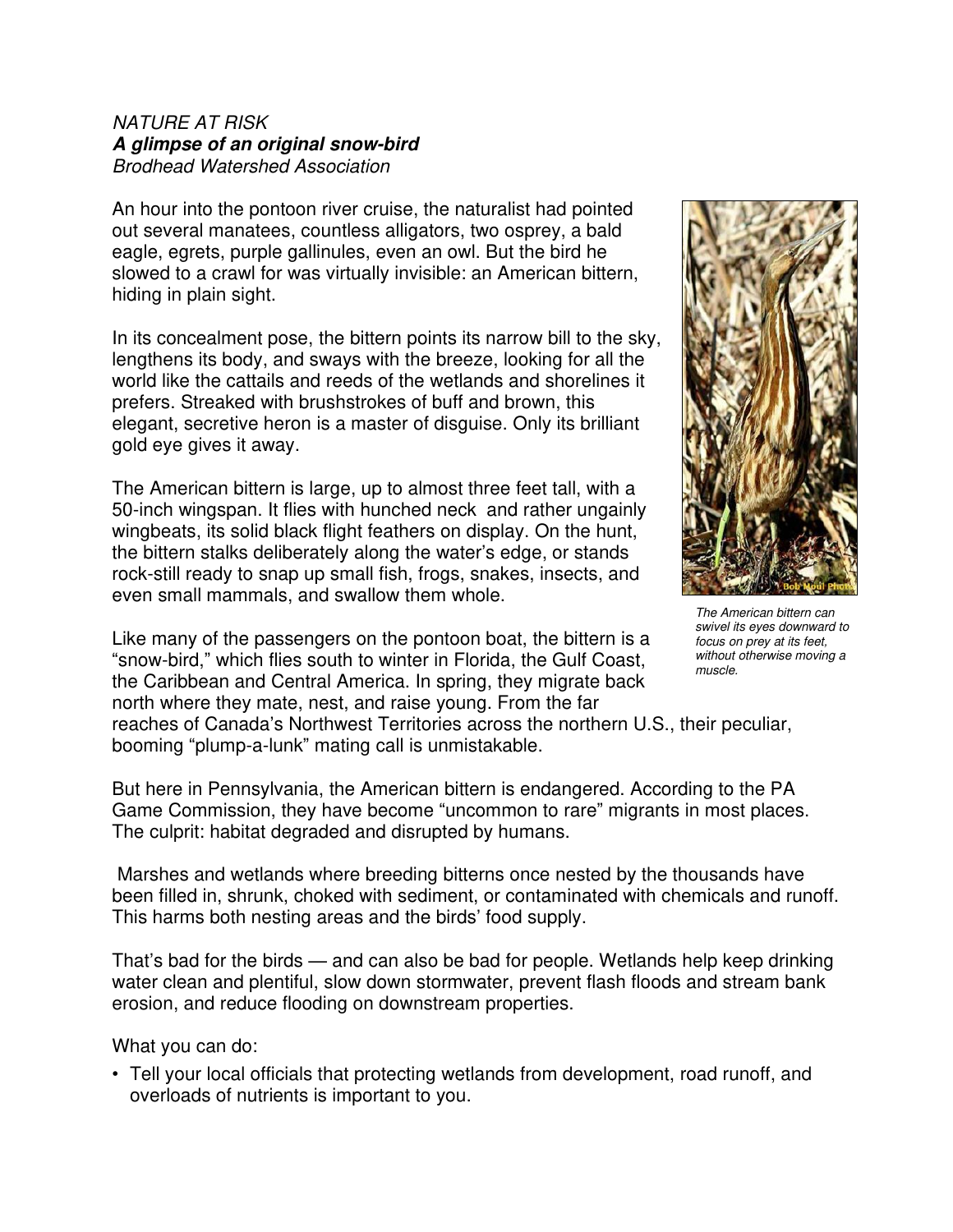*NATURE AT RISK*
***A glimpse of an original snow-bird***
*Brodhead Watershed Association*

An hour into the pontoon river cruise, the naturalist had pointed out several manatees, countless alligators, two osprey, a bald eagle, egrets, purple gallinules, even an owl. But the bird he slowed to a crawl for was virtually invisible: an American bittern, hiding in plain sight.

In its concealment pose, the bittern points its narrow bill to the sky, lengthens its body, and sways with the breeze, looking for all the world like the cattails and reeds of the wetlands and shorelines it prefers. Streaked with brushstrokes of buff and brown, this elegant, secretive heron is a master of disguise. Only its brilliant gold eye gives it away.

The American bittern is large, up to almost three feet tall, with a 50-inch wingspan. It flies with hunched neck and rather ungainly wingbeats, its solid black flight feathers on display. On the hunt, the bittern stalks deliberately along the water's edge, or stands rock-still ready to snap up small fish, frogs, snakes, insects, and even small mammals, and swallow them whole.

*The American bittern can swivel its eyes downward to focus on prey at its feet, without otherwise moving a muscle.*

Like many of the passengers on the pontoon boat, the bittern is a "snow-bird," which flies south to winter in Florida, the Gulf Coast, the Caribbean and Central America. In spring, they migrate back north where they mate, nest, and raise young. From the far reaches of Canada's Northwest Territories across the northern U.S., their peculiar, booming "plump-a-lunk" mating call is unmistakable.

But here in Pennsylvania, the American bittern is endangered. According to the PA Game Commission, they have become "uncommon to rare" migrants in most places. The culprit: habitat degraded and disrupted by humans.

Marshes and wetlands where breeding bitterns once nested by the thousands have been filled in, shrunk, choked with sediment, or contaminated with chemicals and runoff. This harms both nesting areas and the birds' food supply.

That's bad for the birds — and can also be bad for people. Wetlands help keep drinking water clean and plentiful, slow down stormwater, prevent flash floods and stream bank erosion, and reduce flooding on downstream properties.

What you can do:

- Tell your local officials that protecting wetlands from development, road runoff, and overloads of nutrients is important to you.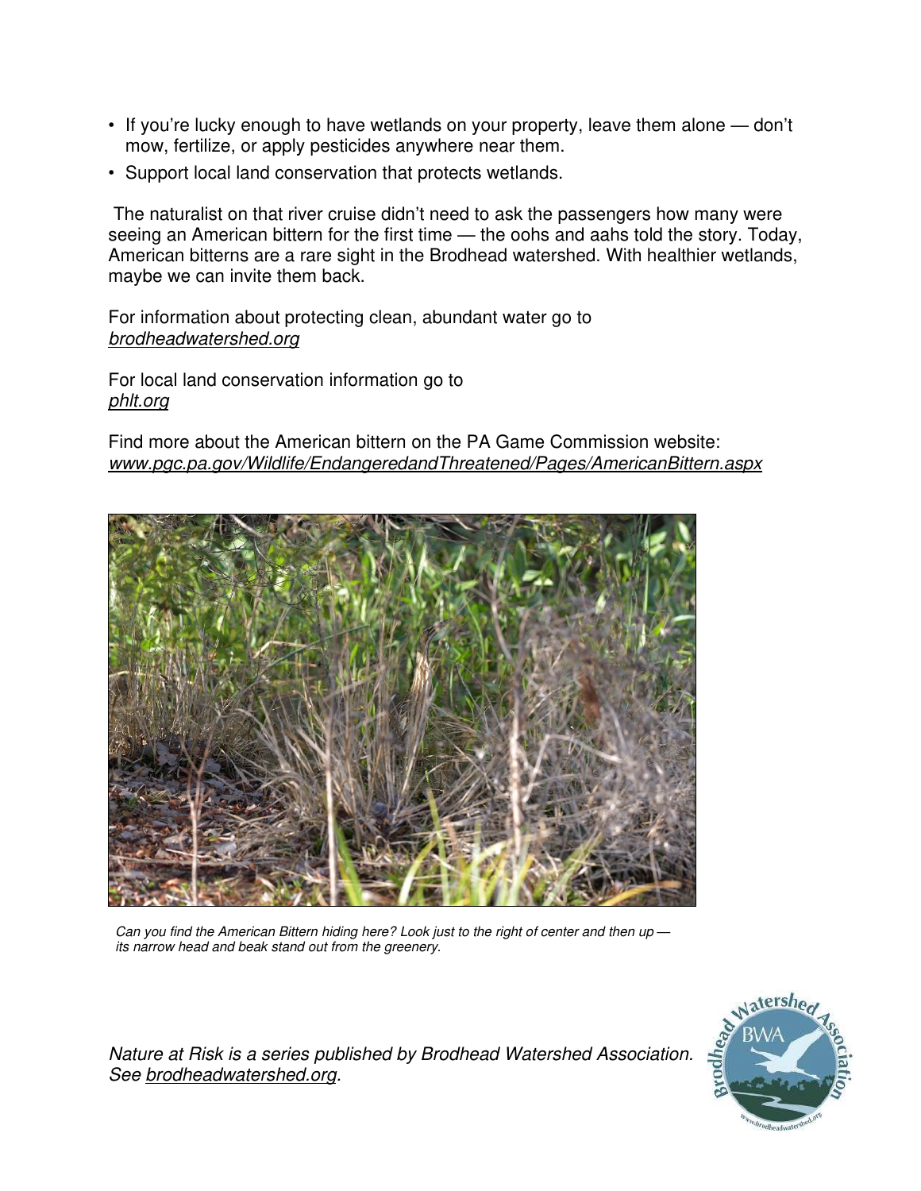- If you're lucky enough to have wetlands on your property, leave them alone — don't mow, fertilize, or apply pesticides anywhere near them.
- Support local land conservation that protects wetlands.

The naturalist on that river cruise didn't need to ask the passengers how many were seeing an American bittern for the first time — the oohs and aahs told the story. Today, American bitterns are a rare sight in the Brodhead watershed. With healthier wetlands, maybe we can invite them back.

For information about protecting clean, abundant water go to
*brodheadwatershed.org*

For local land conservation information go to
*phlt.org*

Find more about the American bittern on the PA Game Commission website:
*www.pgc.pa.gov/Wildlife/EndangeredandThreatened/Pages/AmericanBittern.aspx*

*Can you find the American Bittern hiding here? Look just to the right of center and then up — its narrow head and beak stand out from the greenery.*

*Nature at Risk is a series published by Brodhead Watershed Association. See brodheadwatershed.org.*